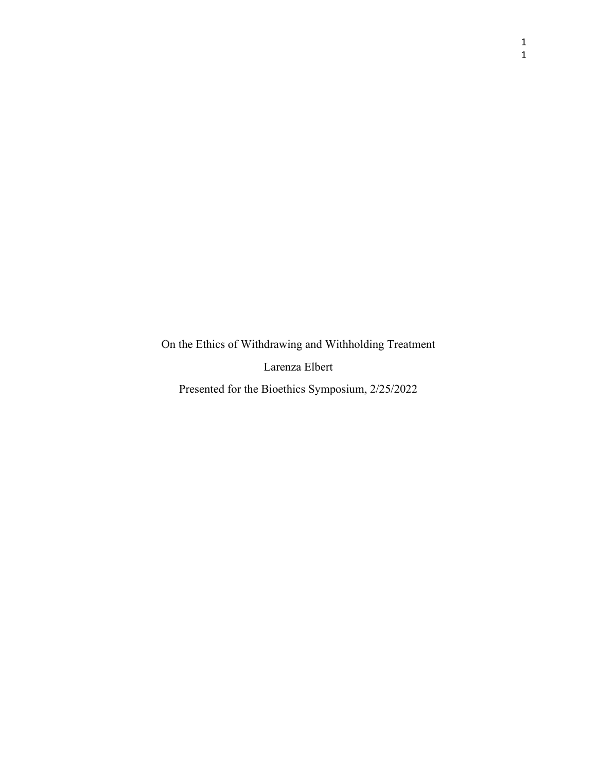# On the Ethics of Withdrawing and Withholding Treatment

Larenza Elbert

Presented for the Bioethics Symposium, 2/25/2022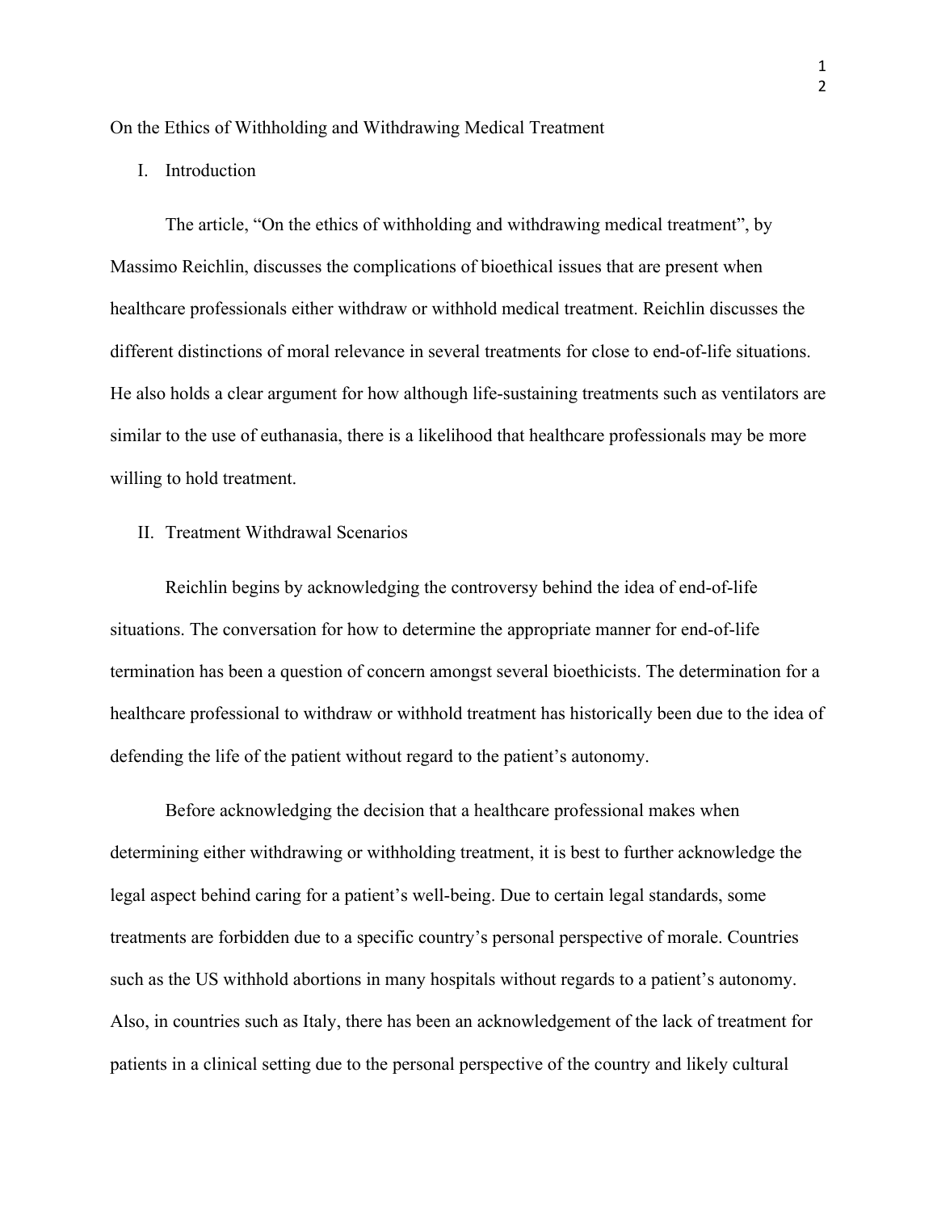On the Ethics of Withholding and Withdrawing Medical Treatment

I. Introduction

The article, “On the ethics of withholding and withdrawing medical treatment”, by Massimo Reichlin, discusses the complications of bioethical issues that are present when healthcare professionals either withdraw or withhold medical treatment. Reichlin discusses the different distinctions of moral relevance in several treatments for close to end-of-life situations. He also holds a clear argument for how although life-sustaining treatments such as ventilators are similar to the use of euthanasia, there is a likelihood that healthcare professionals may be more willing to hold treatment.

II. Treatment Withdrawal Scenarios

Reichlin begins by acknowledging the controversy behind the idea of end-of-life situations. The conversation for how to determine the appropriate manner for end-of-life termination has been a question of concern amongst several bioethicists. The determination for a healthcare professional to withdraw or withhold treatment has historically been due to the idea of defending the life of the patient without regard to the patient’s autonomy.

Before acknowledging the decision that a healthcare professional makes when determining either withdrawing or withholding treatment, it is best to further acknowledge the legal aspect behind caring for a patient’s well-being. Due to certain legal standards, some treatments are forbidden due to a specific country’s personal perspective of morale. Countries such as the US withhold abortions in many hospitals without regards to a patient’s autonomy. Also, in countries such as Italy, there has been an acknowledgement of the lack of treatment for patients in a clinical setting due to the personal perspective of the country and likely cultural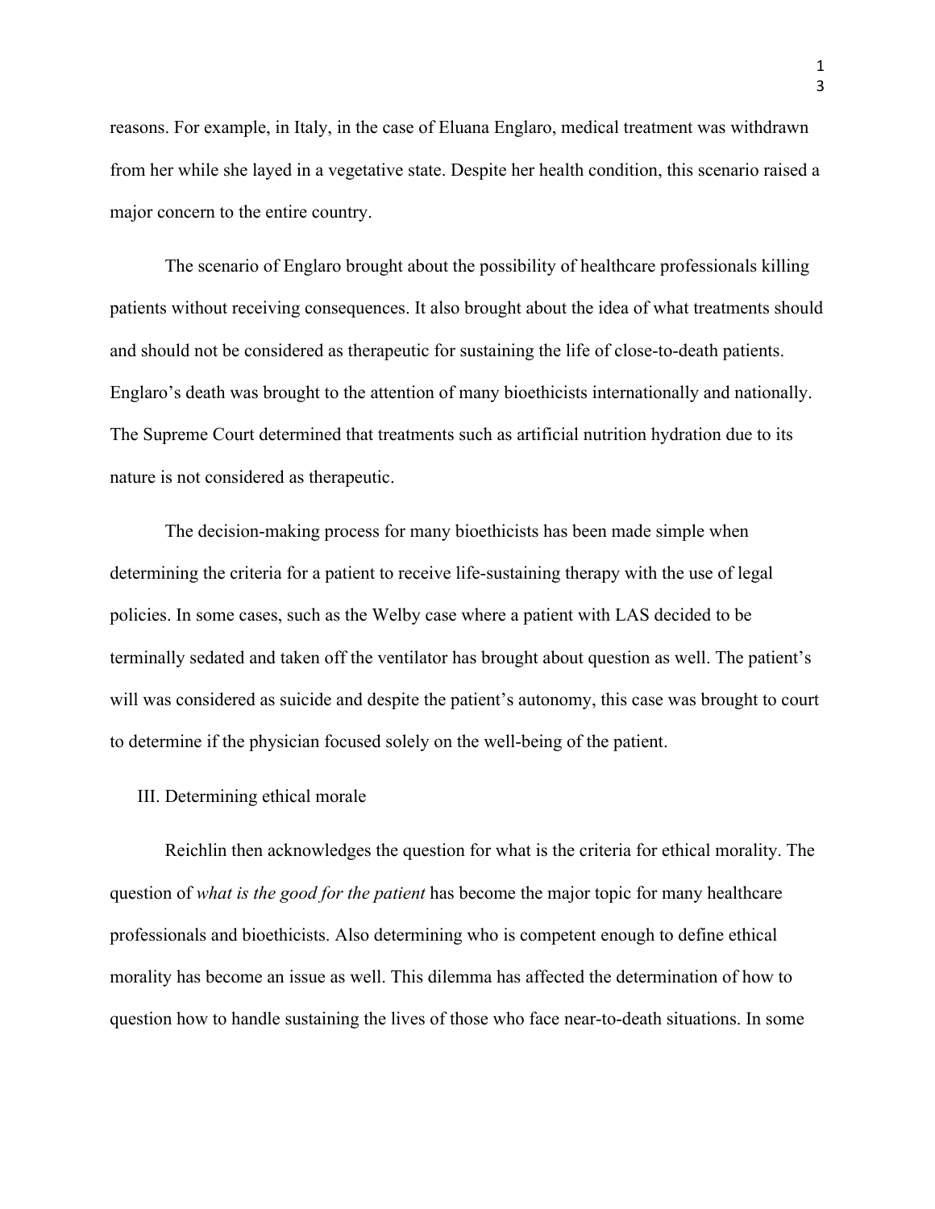reasons. For example, in Italy, in the case of Eluana Englaro, medical treatment was withdrawn from her while she layed in a vegetative state. Despite her health condition, this scenario raised a major concern to the entire country.

The scenario of Englaro brought about the possibility of healthcare professionals killing patients without receiving consequences. It also brought about the idea of what treatments should and should not be considered as therapeutic for sustaining the life of close-to-death patients. Englaro's death was brought to the attention of many bioethicists internationally and nationally. The Supreme Court determined that treatments such as artificial nutrition hydration due to its nature is not considered as therapeutic.

The decision-making process for many bioethicists has been made simple when determining the criteria for a patient to receive life-sustaining therapy with the use of legal policies. In some cases, such as the Welby case where a patient with LAS decided to be terminally sedated and taken off the ventilator has brought about question as well. The patient's will was considered as suicide and despite the patient's autonomy, this case was brought to court to determine if the physician focused solely on the well-being of the patient.

III. Determining ethical morale

Reichlin then acknowledges the question for what is the criteria for ethical morality. The question of *what is the good for the patient* has become the major topic for many healthcare professionals and bioethicists. Also determining who is competent enough to define ethical morality has become an issue as well. This dilemma has affected the determination of how to question how to handle sustaining the lives of those who face near-to-death situations. In some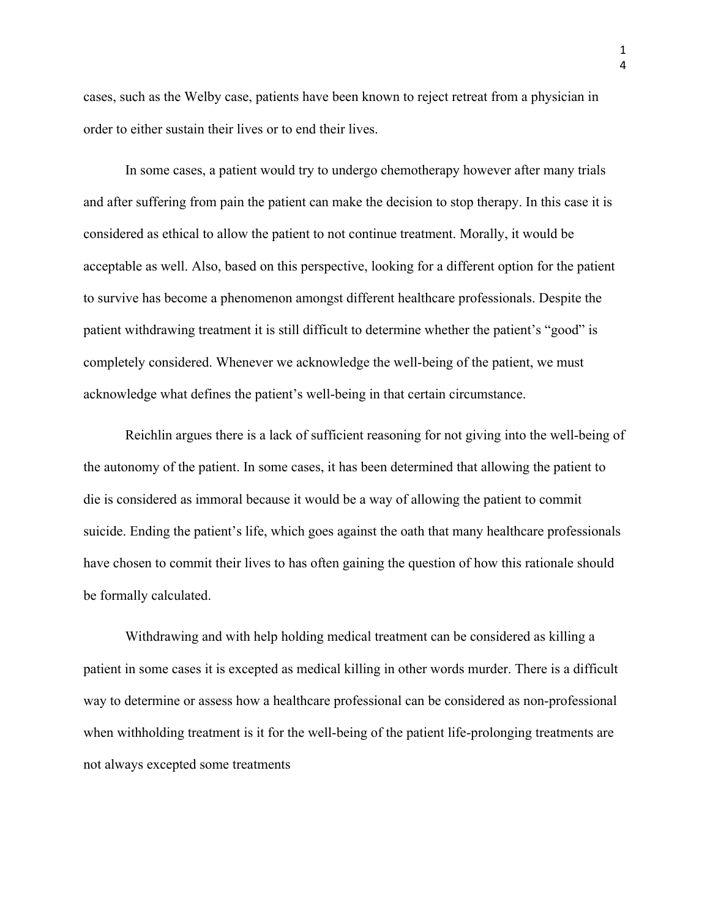cases, such as the Welby case, patients have been known to reject retreat from a physician in order to either sustain their lives or to end their lives.

In some cases, a patient would try to undergo chemotherapy however after many trials and after suffering from pain the patient can make the decision to stop therapy. In this case it is considered as ethical to allow the patient to not continue treatment. Morally, it would be acceptable as well. Also, based on this perspective, looking for a different option for the patient to survive has become a phenomenon amongst different healthcare professionals. Despite the patient withdrawing treatment it is still difficult to determine whether the patient's "good" is completely considered. Whenever we acknowledge the well-being of the patient, we must acknowledge what defines the patient's well-being in that certain circumstance.

Reichlin argues there is a lack of sufficient reasoning for not giving into the well-being of the autonomy of the patient. In some cases, it has been determined that allowing the patient to die is considered as immoral because it would be a way of allowing the patient to commit suicide. Ending the patient's life, which goes against the oath that many healthcare professionals have chosen to commit their lives to has often gaining the question of how this rationale should be formally calculated.

Withdrawing and with help holding medical treatment can be considered as killing a patient in some cases it is excepted as medical killing in other words murder. There is a difficult way to determine or assess how a healthcare professional can be considered as non-professional when withholding treatment is it for the well-being of the patient life-prolonging treatments are not always excepted some treatments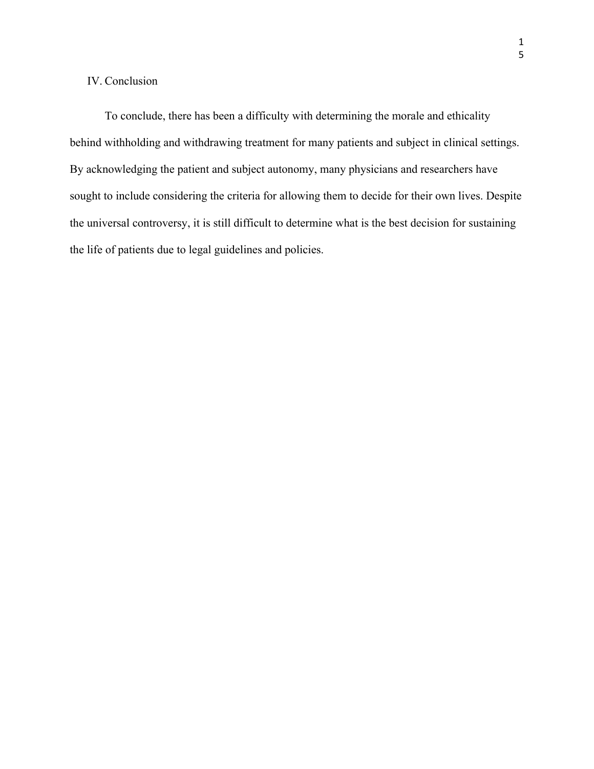## IV. Conclusion

To conclude, there has been a difficulty with determining the morale and ethicality behind withholding and withdrawing treatment for many patients and subject in clinical settings. By acknowledging the patient and subject autonomy, many physicians and researchers have sought to include considering the criteria for allowing them to decide for their own lives. Despite the universal controversy, it is still difficult to determine what is the best decision for sustaining the life of patients due to legal guidelines and policies.